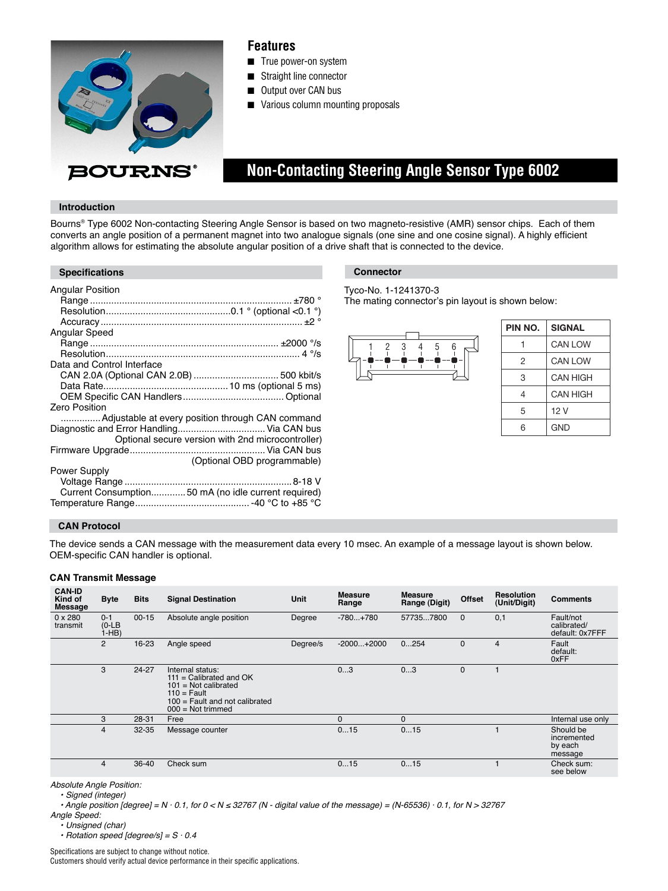## Features

- True power-on system
- Straight line connector
- Output over CAN bus
- Various column mounting proposals

BOURNS®

# Non-Contacting Steering Angle Sensor Type 6002

## Introduction

Bourns® Type 6002 Non-contacting Steering Angle Sensor is based on two magneto-resistive (AMR) sensor chips. Each of them converts an angle position of a permanent magnet into two analogue signals (one sine and one cosine signal). A highly efficient algorithm allows for estimating the absolute angular position of a drive shaft that is connected to the device.

## Specifications

Angular Position
- Range ........................................................................... ±780 °
- Resolution...............................................0.1 ° (optional <0.1 °)
- Accuracy ........................................................................... ±2 °

Angular Speed
- Range ...................................................................... ±2000 °/s
- Resolution......................................................................... 4 °/s

Data and Control Interface
- CAN 2.0A (Optional CAN 2.0B) ................................ 500 kbit/s
- Data Rate............................................... 10 ms (optional 5 ms)
- OEM Specific CAN Handlers...................................... Optional

Zero Position
- ...............Adjustable at every position through CAN command

Diagnostic and Error Handling................................. Via CAN bus
Optional secure version with 2nd microcontroller)

Firmware Upgrade.................................................. Via CAN bus
(Optional OBD programmable)

Power Supply
- Voltage Range .............................................................. 8-18 V
- Current Consumption............. 50 mA (no idle current required)

Temperature Range........................................... -40 °C to +85 °C

## Connector

Tyco-No. 1-1241370-3
The mating connector's pin layout is shown below:

| PIN NO. | SIGNAL |
|---|---|
| 1 | CAN LOW |
| 2 | CAN LOW |
| 3 | CAN HIGH |
| 4 | CAN HIGH |
| 5 | 12 V |
| 6 | GND |

## CAN Protocol

The device sends a CAN message with the measurement data every 10 msec. An example of a message layout is shown below. OEM-specific CAN handler is optional.

### CAN Transmit Message

| CAN-ID Kind of Message | Byte | Bits | Signal Destination | Unit | Measure Range | Measure Range (Digit) | Offset | Resolution (Unit/Digit) | Comments |
|---|---|---|---|---|---|---|---|---|---|
| 0 x 280 transmit | 0-1 (0-LB 1-HB) | 00-15 | Absolute angle position | Degree | -780...+780 | 57735...7800 | 0 | 0,1 | Fault/not calibrated/ default: 0x7FFF |
| | 2 | 16-23 | Angle speed | Degree/s | -2000...+2000 | 0...254 | 0 | 4 | Fault default: 0xFF |
| | 3 | 24-27 | Internal status: 111 = Calibrated and OK 101 = Not calibrated 110 = Fault 100 = Fault and not calibrated 000 = Not trimmed | | 0...3 | 0...3 | 0 | 1 | |
| | 3 | 28-31 | Free | | 0 | 0 | | | Internal use only |
| | 4 | 32-35 | Message counter | | 0...15 | 0...15 | | 1 | Should be incremented by each message |
| | 4 | 36-40 | Check sum | | 0...15 | 0...15 | | 1 | Check sum: see below |

*Absolute Angle Position:*
- *Signed (integer)*
- *Angle position [degree] = N · 0.1, for 0 < N ≤ 32767 (N - digital value of the message) = (N-65536) · 0.1, for N > 32767*

*Angle Speed:*
- *Unsigned (char)*
- *Rotation speed [degree/s] = S · 0.4*

Specifications are subject to change without notice.
Customers should verify actual device performance in their specific applications.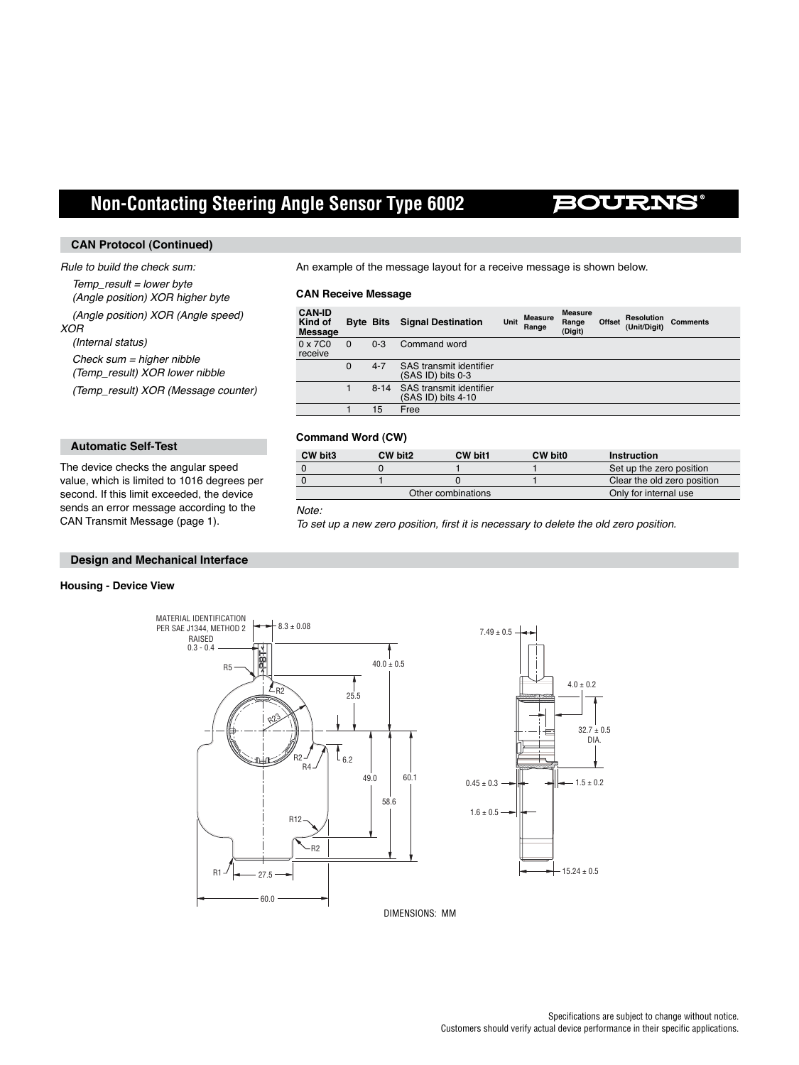## Non-Contacting Steering Angle Sensor Type 6002

### CAN Protocol (Continued)

*Rule to build the check sum:*

*Temp_result = lower byte (Angle position) XOR higher byte (Angle position) XOR (Angle speed) XOR (Internal status)*

*Check sum = higher nibble (Temp_result) XOR lower nibble (Temp_result) XOR (Message counter)*

An example of the message layout for a receive message is shown below.

**CAN Receive Message**

| CAN-ID Kind of Message | Byte | Bits | Signal Destination | Unit | Measure Range | Measure Range (Digit) | Offset | Resolution (Unit/Digit) | Comments |
|---|---|---|---|---|---|---|---|---|---|
| 0 x 7C0 receive | 0 | 0-3 | Command word | | | | | | |
| | 0 | 4-7 | SAS transmit identifier (SAS ID) bits 0-3 | | | | | | |
| | 1 | 8-14 | SAS transmit identifier (SAS ID) bits 4-10 | | | | | | |
| | 1 | 15 | Free | | | | | | |

**Command Word (CW)**

| CW bit3 | CW bit2 | CW bit1 | CW bit0 | Instruction |
|---|---|---|---|---|
| 0 | 0 | 1 | 1 | Set up the zero position |
| 0 | 1 | 0 | 1 | Clear the old zero position |
| | | Other combinations | | Only for internal use |

*Note:*
*To set up a new zero position, first it is necessary to delete the old zero position.*

### Automatic Self-Test

The device checks the angular speed value, which is limited to 1016 degrees per second. If this limit exceeded, the device sends an error message according to the CAN Transmit Message (page 1).

### Design and Mechanical Interface

**Housing - Device View**

MATERIAL IDENTIFICATION PER SAE J1344, METHOD 2

RAISED 0.3 - 0.4

8.3 ± 0.08, 40.0 ± 0.5, 25.5, R5, R2, R23, R2, R4, 6.2, 49.0, 60.1, 58.6, R12, R2, R1, 27.5, 60.0

7.49 ± 0.5, 4.0 ± 0.2, 32.7 ± 0.5 DIA., 0.45 ± 0.3, 1.5 ± 0.2, 1.6 ± 0.5, 15.24 ± 0.5

DIMENSIONS: MM

Specifications are subject to change without notice.
Customers should verify actual device performance in their specific applications.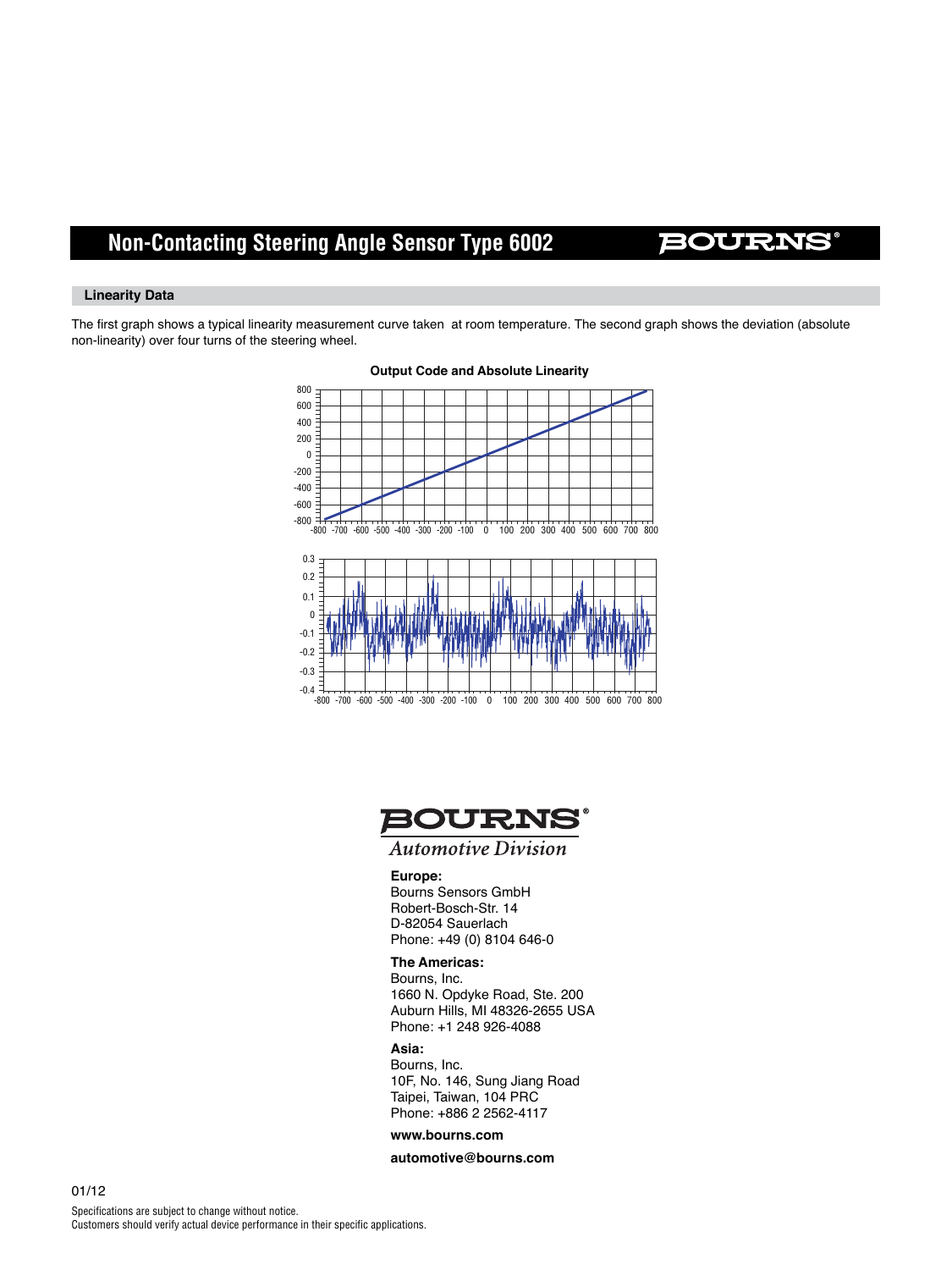# Non-Contacting Steering Angle Sensor Type 6002

## Linearity Data

The first graph shows a typical linearity measurement curve taken at room temperature. The second graph shows the deviation (absolute non-linearity) over four turns of the steering wheel.

**Output Code and Absolute Linearity**

800
600
400
200
0
-200
-400
-600
-800
-800 -700 -600 -500 -400 -300 -200 -100 0 100 200 300 400 500 600 700 800

0.3
0.2
0.1
0
-0.1
-0.2
-0.3
-0.4
-800 -700 -600 -500 -400 -300 -200 -100 0 100 200 300 400 500 600 700 800

BOURNS®
*Automotive Division*

**Europe:**
Bourns Sensors GmbH
Robert-Bosch-Str. 14
D-82054 Sauerlach
Phone: +49 (0) 8104 646-0

**The Americas:**
Bourns, Inc.
1660 N. Opdyke Road, Ste. 200
Auburn Hills, MI 48326-2655 USA
Phone: +1 248 926-4088

**Asia:**
Bourns, Inc.
10F, No. 146, Sung Jiang Road
Taipei, Taiwan, 104 PRC
Phone: +886 2 2562-4117

**www.bourns.com**

**automotive@bourns.com**

01/12

Specifications are subject to change without notice.
Customers should verify actual device performance in their specific applications.